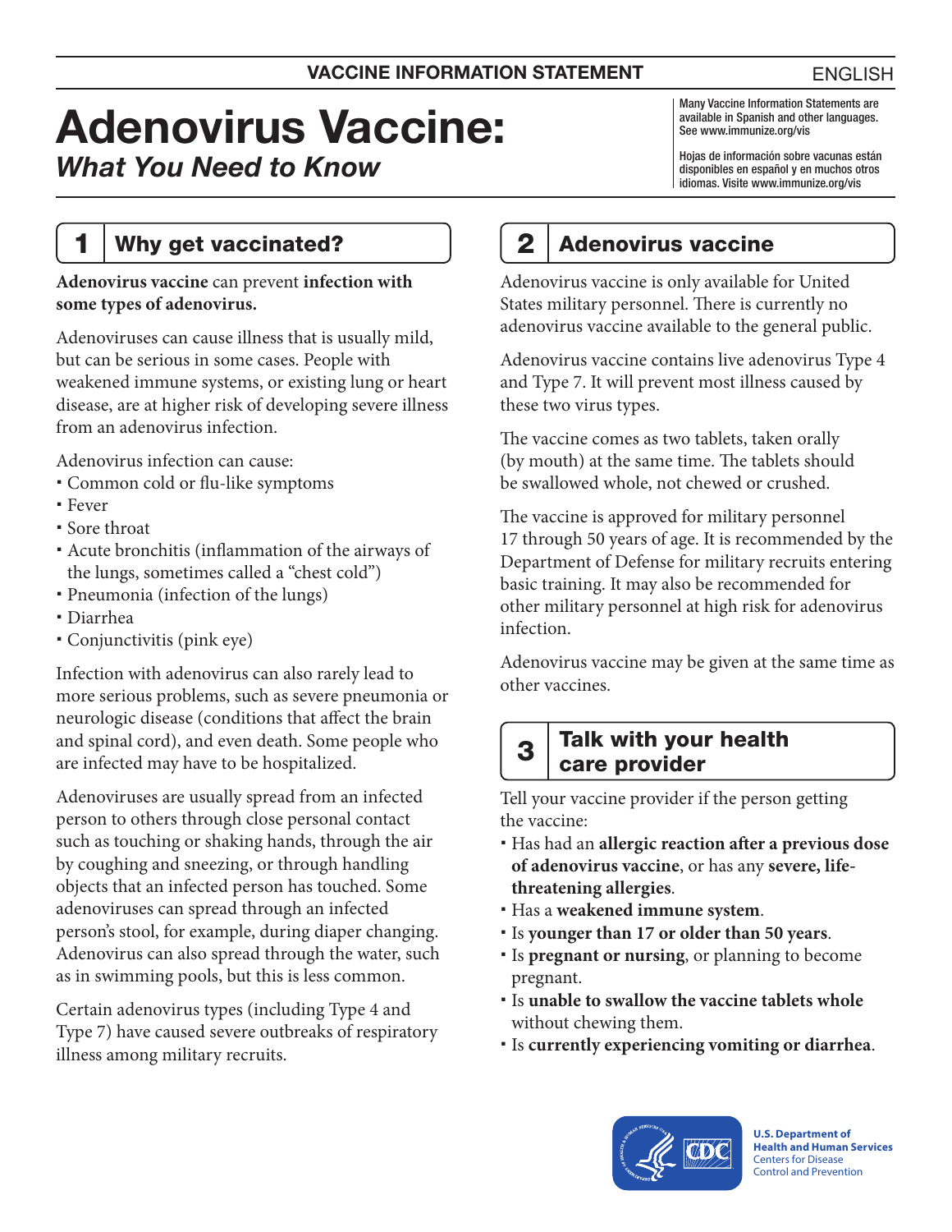VACCINE INFORMATION STATEMENT

ENGLISH

# Adenovirus Vaccine:
## *What You Need to Know*

Many Vaccine Information Statements are available in Spanish and other languages. See www.immunize.org/vis

Hojas de información sobre vacunas están disponibles en español y en muchos otros idiomas. Visite www.immunize.org/vis

## 1 Why get vaccinated?

**Adenovirus vaccine** can prevent **infection with some types of adenovirus.**

Adenoviruses can cause illness that is usually mild, but can be serious in some cases. People with weakened immune systems, or existing lung or heart disease, are at higher risk of developing severe illness from an adenovirus infection.

Adenovirus infection can cause:

- Common cold or flu-like symptoms
- Fever
- Sore throat
- Acute bronchitis (inflammation of the airways of the lungs, sometimes called a "chest cold")
- Pneumonia (infection of the lungs)
- Diarrhea
- Conjunctivitis (pink eye)

Infection with adenovirus can also rarely lead to more serious problems, such as severe pneumonia or neurologic disease (conditions that affect the brain and spinal cord), and even death. Some people who are infected may have to be hospitalized.

Adenoviruses are usually spread from an infected person to others through close personal contact such as touching or shaking hands, through the air by coughing and sneezing, or through handling objects that an infected person has touched. Some adenoviruses can spread through an infected person's stool, for example, during diaper changing. Adenovirus can also spread through the water, such as in swimming pools, but this is less common.

Certain adenovirus types (including Type 4 and Type 7) have caused severe outbreaks of respiratory illness among military recruits.

## 2 Adenovirus vaccine

Adenovirus vaccine is only available for United States military personnel. There is currently no adenovirus vaccine available to the general public.

Adenovirus vaccine contains live adenovirus Type 4 and Type 7. It will prevent most illness caused by these two virus types.

The vaccine comes as two tablets, taken orally (by mouth) at the same time. The tablets should be swallowed whole, not chewed or crushed.

The vaccine is approved for military personnel 17 through 50 years of age. It is recommended by the Department of Defense for military recruits entering basic training. It may also be recommended for other military personnel at high risk for adenovirus infection.

Adenovirus vaccine may be given at the same time as other vaccines.

## 3 Talk with your health care provider

Tell your vaccine provider if the person getting the vaccine:

- Has had an **allergic reaction after a previous dose of adenovirus vaccine**, or has any **severe, life-threatening allergies**.
- Has a **weakened immune system**.
- Is **younger than 17 or older than 50 years**.
- Is **pregnant or nursing**, or planning to become pregnant.
- Is **unable to swallow the vaccine tablets whole** without chewing them.
- Is **currently experiencing vomiting or diarrhea**.

U.S. Department of Health and Human Services
Centers for Disease Control and Prevention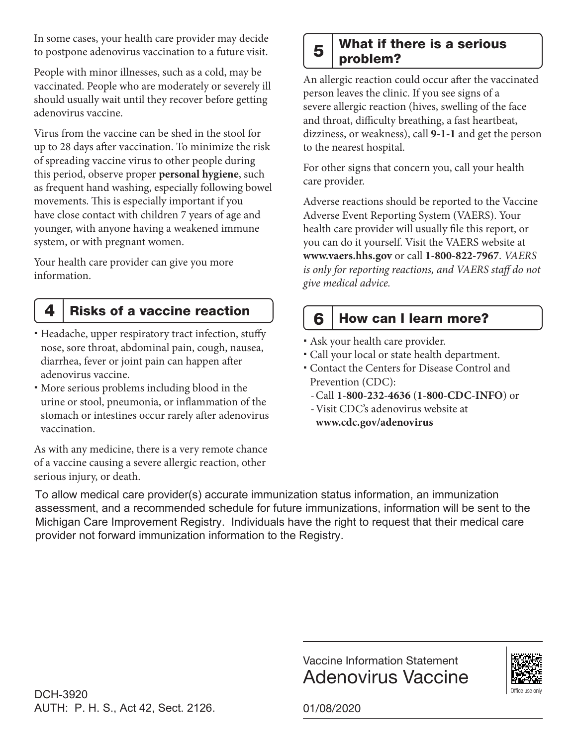In some cases, your health care provider may decide to postpone adenovirus vaccination to a future visit.

People with minor illnesses, such as a cold, may be vaccinated. People who are moderately or severely ill should usually wait until they recover before getting adenovirus vaccine.

Virus from the vaccine can be shed in the stool for up to 28 days after vaccination. To minimize the risk of spreading vaccine virus to other people during this period, observe proper **personal hygiene**, such as frequent hand washing, especially following bowel movements. This is especially important if you have close contact with children 7 years of age and younger, with anyone having a weakened immune system, or with pregnant women.

Your health care provider can give you more information.

## 4 Risks of a vaccine reaction

- Headache, upper respiratory tract infection, stuffy nose, sore throat, abdominal pain, cough, nausea, diarrhea, fever or joint pain can happen after adenovirus vaccine.
- More serious problems including blood in the urine or stool, pneumonia, or inflammation of the stomach or intestines occur rarely after adenovirus vaccination.

As with any medicine, there is a very remote chance of a vaccine causing a severe allergic reaction, other serious injury, or death.

## 5 What if there is a serious problem?

An allergic reaction could occur after the vaccinated person leaves the clinic. If you see signs of a severe allergic reaction (hives, swelling of the face and throat, difficulty breathing, a fast heartbeat, dizziness, or weakness), call **9-1-1** and get the person to the nearest hospital.

For other signs that concern you, call your health care provider.

Adverse reactions should be reported to the Vaccine Adverse Event Reporting System (VAERS). Your health care provider will usually file this report, or you can do it yourself. Visit the VAERS website at **www.vaers.hhs.gov** or call **1-800-822-7967**. *VAERS is only for reporting reactions, and VAERS staff do not give medical advice.*

## 6 How can I learn more?

- Ask your health care provider.
- Call your local or state health department.
- Contact the Centers for Disease Control and Prevention (CDC):
  - Call **1-800-232-4636** (**1-800-CDC-INFO**) or
  - Visit CDC's adenovirus website at **www.cdc.gov/adenovirus**

To allow medical care provider(s) accurate immunization status information, an immunization assessment, and a recommended schedule for future immunizations, information will be sent to the Michigan Care Improvement Registry. Individuals have the right to request that their medical care provider not forward immunization information to the Registry.

Vaccine Information Statement
Adenovirus Vaccine

Office use only

01/08/2020

DCH-3920
AUTH: P. H. S., Act 42, Sect. 2126.